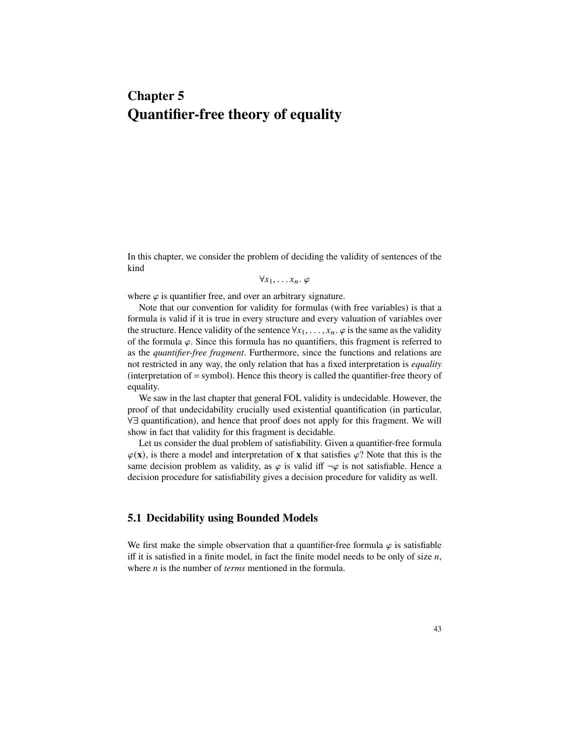# Chapter 5
# Quantifier-free theory of equality

In this chapter, we consider the problem of deciding the validity of sentences of the kind

$$\forall x_1, \ldots x_n.\ \varphi$$

where $\varphi$ is quantifier free, and over an arbitrary signature.

Note that our convention for validity for formulas (with free variables) is that a formula is valid if it is true in every structure and every valuation of variables over the structure. Hence validity of the sentence $\forall x_1, \ldots, x_n.\ \varphi$ is the same as the validity of the formula $\varphi$. Since this formula has no quantifiers, this fragment is referred to as the *quantifier-free fragment*. Furthermore, since the functions and relations are not restricted in any way, the only relation that has a fixed interpretation is *equality* (interpretation of = symbol). Hence this theory is called the quantifier-free theory of equality.

We saw in the last chapter that general FOL validity is undecidable. However, the proof of that undecidability crucially used existential quantification (in particular, $\forall\exists$ quantification), and hence that proof does not apply for this fragment. We will show in fact that validity for this fragment is decidable.

Let us consider the dual problem of satisfiability. Given a quantifier-free formula $\varphi(\mathbf{x})$, is there a model and interpretation of $\mathbf{x}$ that satisfies $\varphi$? Note that this is the same decision problem as validity, as $\varphi$ is valid iff $\neg\varphi$ is not satisfiable. Hence a decision procedure for satisfiability gives a decision procedure for validity as well.

## 5.1 Decidability using Bounded Models

We first make the simple observation that a quantifier-free formula $\varphi$ is satisfiable iff it is satisfied in a finite model, in fact the finite model needs to be only of size $n$, where $n$ is the number of *terms* mentioned in the formula.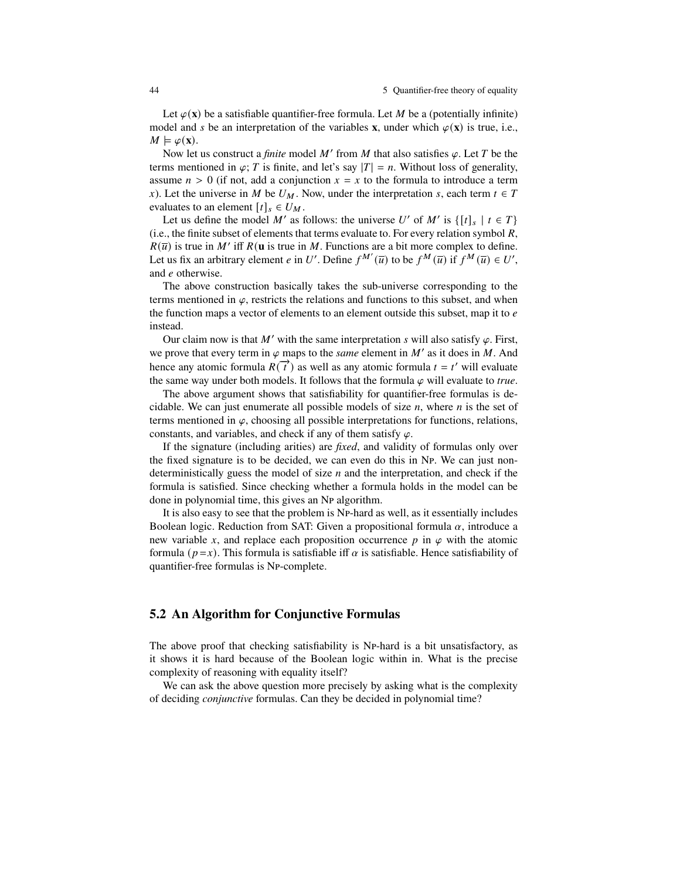Let $\varphi(\mathbf{x})$ be a satisfiable quantifier-free formula. Let $M$ be a (potentially infinite) model and $s$ be an interpretation of the variables $\mathbf{x}$, under which $\varphi(\mathbf{x})$ is true, i.e., $M \models \varphi(\mathbf{x})$.

Now let us construct a *finite* model $M'$ from $M$ that also satisfies $\varphi$. Let $T$ be the terms mentioned in $\varphi$; $T$ is finite, and let's say $|T| = n$. Without loss of generality, assume $n > 0$ (if not, add a conjunction $x = x$ to the formula to introduce a term $x$). Let the universe in $M$ be $U_M$. Now, under the interpretation $s$, each term $t \in T$ evaluates to an element $[t]_s \in U_M$.

Let us define the model $M'$ as follows: the universe $U'$ of $M'$ is $\{[t]_s \mid t \in T\}$ (i.e., the finite subset of elements that terms evaluate to. For every relation symbol $R$, $R(\overline{u})$ is true in $M'$ iff $R(\mathbf{u}$ is true in $M$. Functions are a bit more complex to define. Let us fix an arbitrary element $e$ in $U'$. Define $f^{M'}(\overline{u})$ to be $f^{M}(\overline{u})$ if $f^{M}(\overline{u}) \in U'$, and $e$ otherwise.

The above construction basically takes the sub-universe corresponding to the terms mentioned in $\varphi$, restricts the relations and functions to this subset, and when the function maps a vector of elements to an element outside this subset, map it to $e$ instead.

Our claim now is that $M'$ with the same interpretation $s$ will also satisfy $\varphi$. First, we prove that every term in $\varphi$ maps to the *same* element in $M'$ as it does in $M$. And hence any atomic formula $R(\overrightarrow{t})$ as well as any atomic formula $t = t'$ will evaluate the same way under both models. It follows that the formula $\varphi$ will evaluate to *true*.

The above argument shows that satisfiability for quantifier-free formulas is decidable. We can just enumerate all possible models of size $n$, where $n$ is the set of terms mentioned in $\varphi$, choosing all possible interpretations for functions, relations, constants, and variables, and check if any of them satisfy $\varphi$.

If the signature (including arities) are *fixed*, and validity of formulas only over the fixed signature is to be decided, we can even do this in NP. We can just non-deterministically guess the model of size $n$ and the interpretation, and check if the formula is satisfied. Since checking whether a formula holds in the model can be done in polynomial time, this gives an NP algorithm.

It is also easy to see that the problem is NP-hard as well, as it essentially includes Boolean logic. Reduction from SAT: Given a propositional formula $\alpha$, introduce a new variable $x$, and replace each proposition occurrence $p$ in $\varphi$ with the atomic formula $(p = x)$. This formula is satisfiable iff $\alpha$ is satisfiable. Hence satisfiability of quantifier-free formulas is NP-complete.

## 5.2 An Algorithm for Conjunctive Formulas

The above proof that checking satisfiability is NP-hard is a bit unsatisfactory, as it shows it is hard because of the Boolean logic within in. What is the precise complexity of reasoning with equality itself?

We can ask the above question more precisely by asking what is the complexity of deciding *conjunctive* formulas. Can they be decided in polynomial time?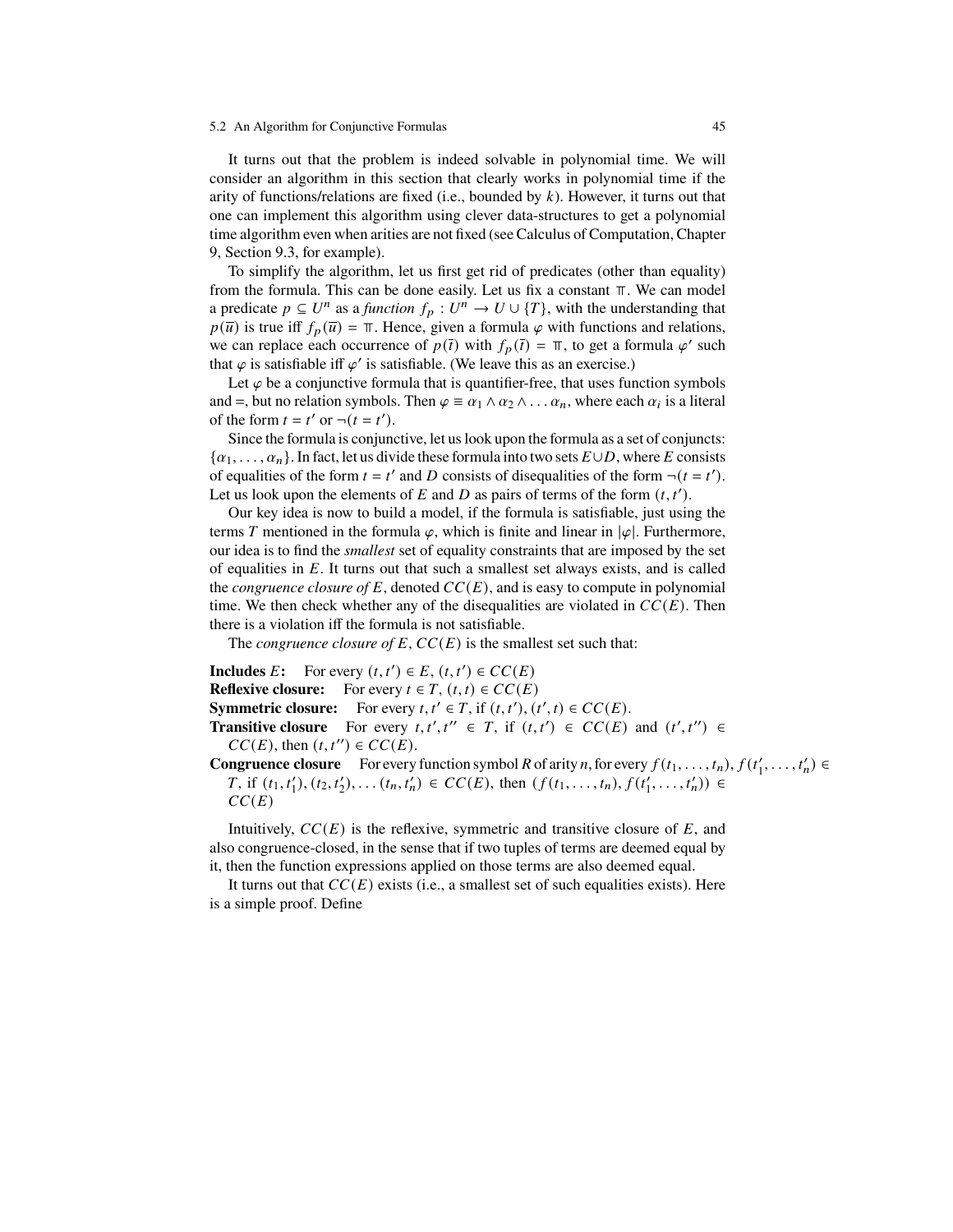It turns out that the problem is indeed solvable in polynomial time. We will consider an algorithm in this section that clearly works in polynomial time if the arity of functions/relations are fixed (i.e., bounded by $k$). However, it turns out that one can implement this algorithm using clever data-structures to get a polynomial time algorithm even when arities are not fixed (see Calculus of Computation, Chapter 9, Section 9.3, for example).

To simplify the algorithm, let us first get rid of predicates (other than equality) from the formula. This can be done easily. Let us fix a constant $\mathbb{T}$. We can model a predicate $p \subseteq U^n$ as a *function* $f_p : U^n \to U \cup \{T\}$, with the understanding that $p(\overline{u})$ is true iff $f_p(\overline{u}) = \mathbb{T}$. Hence, given a formula $\varphi$ with functions and relations, we can replace each occurrence of $p(\bar{t})$ with $f_p(\bar{t}) = \mathbb{T}$, to get a formula $\varphi'$ such that $\varphi$ is satisfiable iff $\varphi'$ is satisfiable. (We leave this as an exercise.)

Let $\varphi$ be a conjunctive formula that is quantifier-free, that uses function symbols and $=$, but no relation symbols. Then $\varphi \equiv \alpha_1 \wedge \alpha_2 \wedge \ldots \alpha_n$, where each $\alpha_i$ is a literal of the form $t = t'$ or $\neg(t = t')$.

Since the formula is conjunctive, let us look upon the formula as a set of conjuncts: $\{\alpha_1, \ldots, \alpha_n\}$. In fact, let us divide these formula into two sets $E \cup D$, where $E$ consists of equalities of the form $t = t'$ and $D$ consists of disequalities of the form $\neg(t = t')$. Let us look upon the elements of $E$ and $D$ as pairs of terms of the form $(t, t')$.

Our key idea is now to build a model, if the formula is satisfiable, just using the terms $T$ mentioned in the formula $\varphi$, which is finite and linear in $|\varphi|$. Furthermore, our idea is to find the *smallest* set of equality constraints that are imposed by the set of equalities in $E$. It turns out that such a smallest set always exists, and is called the *congruence closure of* $E$, denoted $CC(E)$, and is easy to compute in polynomial time. We then check whether any of the disequalities are violated in $CC(E)$. Then there is a violation iff the formula is not satisfiable.

The *congruence closure of* $E$, $CC(E)$ is the smallest set such that:

**Includes $E$:** For every $(t, t') \in E$, $(t, t') \in CC(E)$

**Reflexive closure:** For every $t \in T$, $(t, t) \in CC(E)$

**Symmetric closure:** For every $t, t' \in T$, if $(t, t'), (t', t) \in CC(E)$.

**Transitive closure** For every $t, t', t'' \in T$, if $(t, t') \in CC(E)$ and $(t', t'') \in CC(E)$, then $(t, t'') \in CC(E)$.

**Congruence closure** For every function symbol $R$ of arity $n$, for every $f(t_1, \ldots, t_n), f(t_1', \ldots, t_n') \in T$, if $(t_1, t_1'), (t_2, t_2'), \ldots (t_n, t_n') \in CC(E)$, then $(f(t_1, \ldots, t_n), f(t_1', \ldots, t_n')) \in CC(E)$

Intuitively, $CC(E)$ is the reflexive, symmetric and transitive closure of $E$, and also congruence-closed, in the sense that if two tuples of terms are deemed equal by it, then the function expressions applied on those terms are also deemed equal.

It turns out that $CC(E)$ exists (i.e., a smallest set of such equalities exists). Here is a simple proof. Define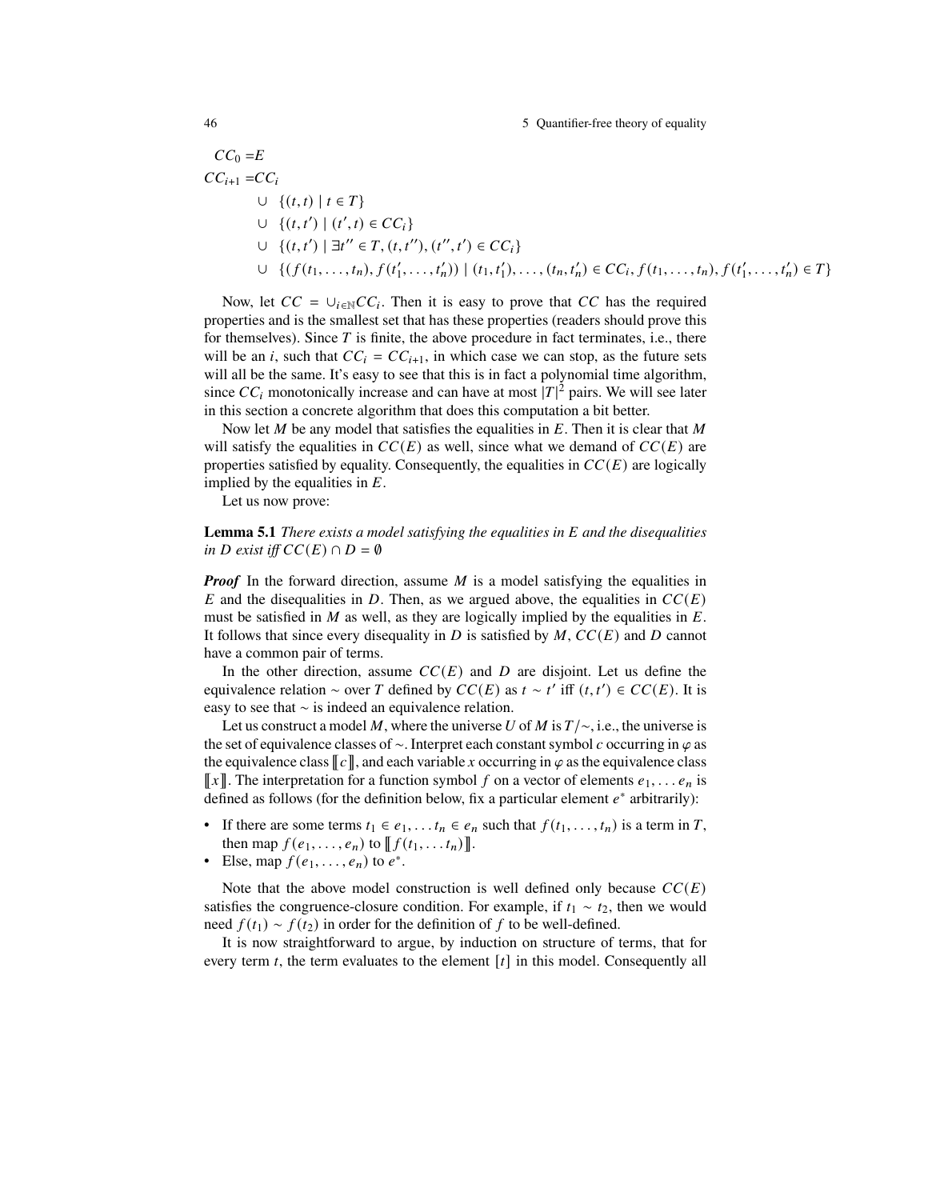$$
\begin{aligned}
CC_0 &= E \\
CC_{i+1} &= CC_i \\
&\cup \ \{(t,t) \mid t \in T\} \\
&\cup \ \{(t,t') \mid (t',t) \in CC_i\} \\
&\cup \ \{(t,t') \mid \exists t'' \in T, (t,t''), (t'',t') \in CC_i\} \\
&\cup \ \{(f(t_1,\ldots,t_n), f(t'_1,\ldots,t'_n)) \mid (t_1,t'_1),\ldots,(t_n,t'_n) \in CC_i, f(t_1,\ldots,t_n), f(t'_1,\ldots,t'_n) \in T\}
\end{aligned}
$$

Now, let $CC = \cup_{i \in \mathbb{N}} CC_i$. Then it is easy to prove that $CC$ has the required properties and is the smallest set that has these properties (readers should prove this for themselves). Since $T$ is finite, the above procedure in fact terminates, i.e., there will be an $i$, such that $CC_i = CC_{i+1}$, in which case we can stop, as the future sets will all be the same. It's easy to see that this is in fact a polynomial time algorithm, since $CC_i$ monotonically increase and can have at most $|T|^2$ pairs. We will see later in this section a concrete algorithm that does this computation a bit better.

Now let $M$ be any model that satisfies the equalities in $E$. Then it is clear that $M$ will satisfy the equalities in $CC(E)$ as well, since what we demand of $CC(E)$ are properties satisfied by equality. Consequently, the equalities in $CC(E)$ are logically implied by the equalities in $E$.

Let us now prove:

**Lemma 5.1** *There exists a model satisfying the equalities in E and the disequalities in D exist iff* $CC(E) \cap D = \emptyset$

***Proof*** In the forward direction, assume $M$ is a model satisfying the equalities in $E$ and the disequalities in $D$. Then, as we argued above, the equalities in $CC(E)$ must be satisfied in $M$ as well, as they are logically implied by the equalities in $E$. It follows that since every disequality in $D$ is satisfied by $M$, $CC(E)$ and $D$ cannot have a common pair of terms.

In the other direction, assume $CC(E)$ and $D$ are disjoint. Let us define the equivalence relation $\sim$ over $T$ defined by $CC(E)$ as $t \sim t'$ iff $(t,t') \in CC(E)$. It is easy to see that $\sim$ is indeed an equivalence relation.

Let us construct a model $M$, where the universe $U$ of $M$ is $T/\sim$, i.e., the universe is the set of equivalence classes of $\sim$. Interpret each constant symbol $c$ occurring in $\varphi$ as the equivalence class $[\![c]\!]$, and each variable $x$ occurring in $\varphi$ as the equivalence class $[\![x]\!]$. The interpretation for a function symbol $f$ on a vector of elements $e_1, \ldots e_n$ is defined as follows (for the definition below, fix a particular element $e^*$ arbitrarily):

- If there are some terms $t_1 \in e_1, \ldots t_n \in e_n$ such that $f(t_1,\ldots,t_n)$ is a term in $T$, then map $f(e_1,\ldots,e_n)$ to $[\![f(t_1,\ldots t_n)]\!]$.
- Else, map $f(e_1,\ldots,e_n)$ to $e^*$.

Note that the above model construction is well defined only because $CC(E)$ satisfies the congruence-closure condition. For example, if $t_1 \sim t_2$, then we would need $f(t_1) \sim f(t_2)$ in order for the definition of $f$ to be well-defined.

It is now straightforward to argue, by induction on structure of terms, that for every term $t$, the term evaluates to the element $[t]$ in this model. Consequently all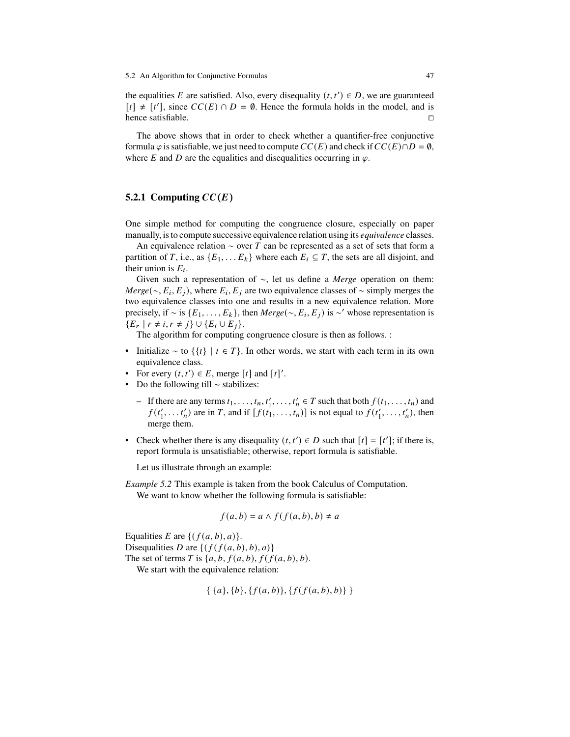the equalities $E$ are satisfied. Also, every disequality $(t, t') \in D$, we are guaranteed $[t] \neq [t']$, since $CC(E) \cap D = \emptyset$. Hence the formula holds in the model, and is hence satisfiable. □

The above shows that in order to check whether a quantifier-free conjunctive formula $\varphi$ is satisfiable, we just need to compute $CC(E)$ and check if $CC(E) \cap D = \emptyset$, where $E$ and $D$ are the equalities and disequalities occurring in $\varphi$.

### 5.2.1 Computing $CC(E)$

One simple method for computing the congruence closure, especially on paper manually, is to compute successive equivalence relation using its *equivalence* classes.

An equivalence relation $\sim$ over $T$ can be represented as a set of sets that form a partition of $T$, i.e., as $\{E_1, \dots E_k\}$ where each $E_i \subseteq T$, the sets are all disjoint, and their union is $E_i$.

Given such a representation of $\sim$, let us define a *Merge* operation on them: $Merge(\sim, E_i, E_j)$, where $E_i, E_j$ are two equivalence classes of $\sim$ simply merges the two equivalence classes into one and results in a new equivalence relation. More precisely, if $\sim$ is $\{E_1, \dots, E_k\}$, then $Merge(\sim, E_i, E_j)$ is $\sim'$ whose representation is $\{E_r \mid r \neq i, r \neq j\} \cup \{E_i \cup E_j\}$.

The algorithm for computing congruence closure is then as follows. :

- Initialize $\sim$ to $\{\{t\} \mid t \in T\}$. In other words, we start with each term in its own equivalence class.
- For every $(t, t') \in E$, merge $[t]$ and $[t]'$.
- Do the following till $\sim$ stabilizes:
  - If there are any terms $t_1, \dots, t_n, t'_1, \dots, t'_n \in T$ such that both $f(t_1, \dots, t_n)$ and $f(t'_1, \dots t'_n)$ are in $T$, and if $[f(t_1, \dots, t_n)]$ is not equal to $f(t'_1, \dots, t'_n)$, then merge them.
- Check whether there is any disequality $(t, t') \in D$ such that $[t] = [t']$; if there is, report formula is unsatisfiable; otherwise, report formula is satisfiable.

Let us illustrate through an example:

*Example 5.2* This example is taken from the book Calculus of Computation.

We want to know whether the following formula is satisfiable:

$$f(a, b) = a \wedge f(f(a, b), b) \neq a$$

Equalities $E$ are $\{(f(a, b), a)\}$.
Disequalities $D$ are $\{(f(f(a, b), b), a)\}$
The set of terms $T$ is $\{a, b, f(a, b), f(f(a, b), b)$.

We start with the equivalence relation:

$$\{\ \{a\}, \{b\}, \{f(a, b)\}, \{f(f(a, b), b)\}\ \}$$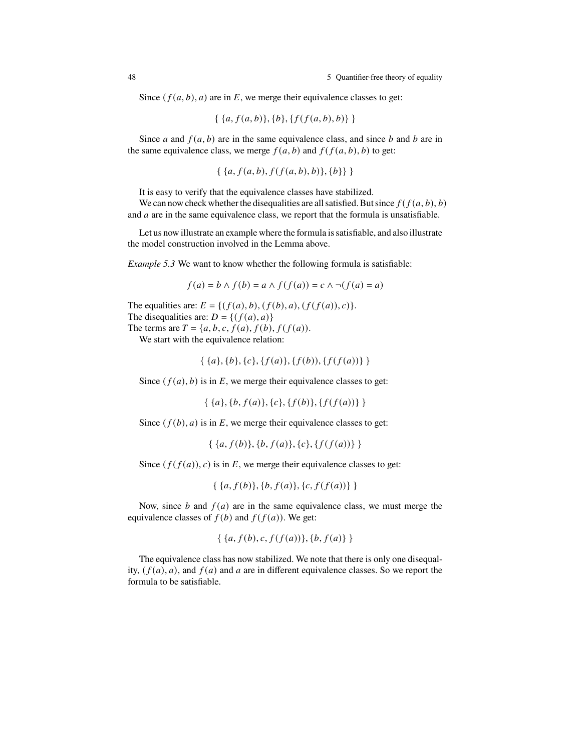Since $(f(a,b), a)$ are in $E$, we merge their equivalence classes to get:

$$\{\ \{a, f(a,b)\}, \{b\}, \{f(f(a,b), b)\}\ \}$$

Since $a$ and $f(a,b)$ are in the same equivalence class, and since $b$ and $b$ are in the same equivalence class, we merge $f(a,b)$ and $f(f(a,b), b)$ to get:

$$\{\ \{a, f(a,b), f(f(a,b), b)\}, \{b\}\}\ \}$$

It is easy to verify that the equivalence classes have stabilized.

We can now check whether the disequalities are all satisfied. But since $f(f(a,b), b)$ and $a$ are in the same equivalence class, we report that the formula is unsatisfiable.

Let us now illustrate an example where the formula is satisfiable, and also illustrate the model construction involved in the Lemma above.

*Example 5.3* We want to know whether the following formula is satisfiable:

$$f(a) = b \wedge f(b) = a \wedge f(f(a)) = c \wedge \neg(f(a) = a)$$

The equalities are: $E = \{(f(a), b), (f(b), a), (f(f(a)), c)\}$.
The disequalities are: $D = \{(f(a), a)\}$
The terms are $T = \{a, b, c, f(a), f(b), f(f(a))$.

We start with the equivalence relation:

$$\{\ \{a\}, \{b\}, \{c\}, \{f(a)\}, \{f(b)), \{f(f(a))\}\ \}$$

Since $(f(a), b)$ is in $E$, we merge their equivalence classes to get:

$$\{\ \{a\}, \{b, f(a)\}, \{c\}, \{f(b)\}, \{f(f(a))\}\ \}$$

Since $(f(b), a)$ is in $E$, we merge their equivalence classes to get:

$$\{\ \{a, f(b)\}, \{b, f(a)\}, \{c\}, \{f(f(a))\}\ \}$$

Since $(f(f(a)), c)$ is in $E$, we merge their equivalence classes to get:

$$\{\ \{a, f(b)\}, \{b, f(a)\}, \{c, f(f(a))\}\ \}$$

Now, since $b$ and $f(a)$ are in the same equivalence class, we must merge the equivalence classes of $f(b)$ and $f(f(a))$. We get:

$$\{\ \{a, f(b), c, f(f(a))\}, \{b, f(a)\}\ \}$$

The equivalence class has now stabilized. We note that there is only one disequality, $(f(a), a)$, and $f(a)$ and $a$ are in different equivalence classes. So we report the formula to be satisfiable.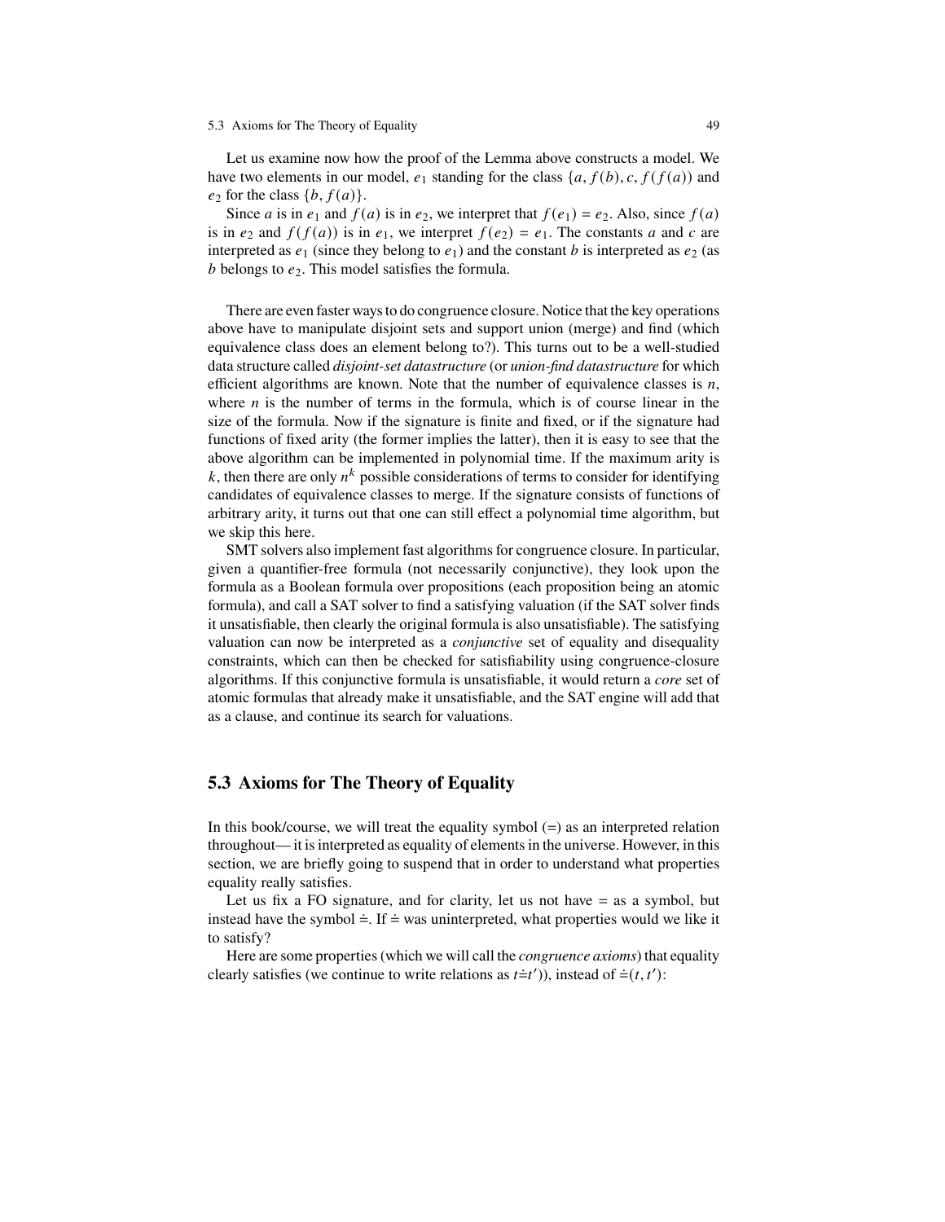Let us examine now how the proof of the Lemma above constructs a model. We have two elements in our model, $e_1$ standing for the class $\{a, f(b), c, f(f(a))$ and $e_2$ for the class $\{b, f(a)\}$.

Since $a$ is in $e_1$ and $f(a)$ is in $e_2$, we interpret that $f(e_1) = e_2$. Also, since $f(a)$ is in $e_2$ and $f(f(a))$ is in $e_1$, we interpret $f(e_2) = e_1$. The constants $a$ and $c$ are interpreted as $e_1$ (since they belong to $e_1$) and the constant $b$ is interpreted as $e_2$ (as $b$ belongs to $e_2$. This model satisfies the formula.

There are even faster ways to do congruence closure. Notice that the key operations above have to manipulate disjoint sets and support union (merge) and find (which equivalence class does an element belong to?). This turns out to be a well-studied data structure called *disjoint-set datastructure* (or *union-find datastructure* for which efficient algorithms are known. Note that the number of equivalence classes is $n$, where $n$ is the number of terms in the formula, which is of course linear in the size of the formula. Now if the signature is finite and fixed, or if the signature had functions of fixed arity (the former implies the latter), then it is easy to see that the above algorithm can be implemented in polynomial time. If the maximum arity is $k$, then there are only $n^k$ possible considerations of terms to consider for identifying candidates of equivalence classes to merge. If the signature consists of functions of arbitrary arity, it turns out that one can still effect a polynomial time algorithm, but we skip this here.

SMT solvers also implement fast algorithms for congruence closure. In particular, given a quantifier-free formula (not necessarily conjunctive), they look upon the formula as a Boolean formula over propositions (each proposition being an atomic formula), and call a SAT solver to find a satisfying valuation (if the SAT solver finds it unsatisfiable, then clearly the original formula is also unsatisfiable). The satisfying valuation can now be interpreted as a *conjunctive* set of equality and disequality constraints, which can then be checked for satisfiability using congruence-closure algorithms. If this conjunctive formula is unsatisfiable, it would return a *core* set of atomic formulas that already make it unsatisfiable, and the SAT engine will add that as a clause, and continue its search for valuations.

## 5.3 Axioms for The Theory of Equality

In this book/course, we will treat the equality symbol (=) as an interpreted relation throughout— it is interpreted as equality of elements in the universe. However, in this section, we are briefly going to suspend that in order to understand what properties equality really satisfies.

Let us fix a FO signature, and for clarity, let us not have = as a symbol, but instead have the symbol $\doteq$. If $\doteq$ was uninterpreted, what properties would we like it to satisfy?

Here are some properties (which we will call the *congruence axioms*) that equality clearly satisfies (we continue to write relations as $t \doteq t'$)), instead of $\doteq(t, t')$: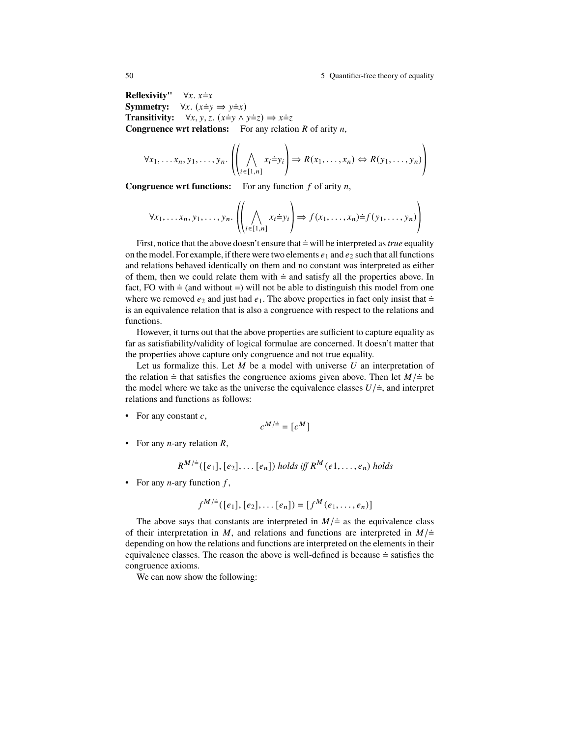**Reflexivity"** $\forall x.\ x \doteq x$
**Symmetry:** $\forall x.\ (x \doteq y \Rightarrow y \doteq x)$
**Transitivity:** $\forall x, y, z.\ (x \doteq y \wedge y \doteq z) \Rightarrow x \doteq z$
**Congruence wrt relations:** For any relation $R$ of arity $n$,

$$\forall x_1, \ldots x_n, y_1, \ldots, y_n. \left( \left( \bigwedge_{i \in [1,n]} x_i \doteq y_i \right) \Rightarrow R(x_1, \ldots, x_n) \Leftrightarrow R(y_1, \ldots, y_n) \right)$$

**Congruence wrt functions:** For any function $f$ of arity $n$,

$$\forall x_1, \ldots x_n, y_1, \ldots, y_n. \left( \left( \bigwedge_{i \in [1,n]} x_i \doteq y_i \right) \Rightarrow f(x_1, \ldots, x_n) \doteq f(y_1, \ldots, y_n) \right)$$

First, notice that the above doesn't ensure that $\doteq$ will be interpreted as *true* equality on the model. For example, if there were two elements $e_1$ and $e_2$ such that all functions and relations behaved identically on them and no constant was interpreted as either of them, then we could relate them with $\doteq$ and satisfy all the properties above. In fact, FO with $\doteq$ (and without $=$) will not be able to distinguish this model from one where we removed $e_2$ and just had $e_1$. The above properties in fact only insist that $\doteq$ is an equivalence relation that is also a congruence with respect to the relations and functions.

However, it turns out that the above properties are sufficient to capture equality as far as satisfiability/validity of logical formulae are concerned. It doesn't matter that the properties above capture only congruence and not true equality.

Let us formalize this. Let $M$ be a model with universe $U$ an interpretation of the relation $\doteq$ that satisfies the congruence axioms given above. Then let $M/\doteq$ be the model where we take as the universe the equivalence classes $U/\doteq$, and interpret relations and functions as follows:

- For any constant $c$,
$$c^{M/\doteq} = [c^M]$$
- For any $n$-ary relation $R$,
$$R^{M/\doteq}([e_1], [e_2], \ldots [e_n]) \textit{ holds iff } R^M(e1, \ldots, e_n) \textit{ holds}$$
- For any $n$-ary function $f$,
$$f^{M/\doteq}([e_1], [e_2], \ldots [e_n]) = [f^M(e_1, \ldots, e_n)]$$

The above says that constants are interpreted in $M/\doteq$ as the equivalence class of their interpretation in $M$, and relations and functions are interpreted in $M/\doteq$ depending on how the relations and functions are interpreted on the elements in their equivalence classes. The reason the above is well-defined is because $\doteq$ satisfies the congruence axioms.

We can now show the following: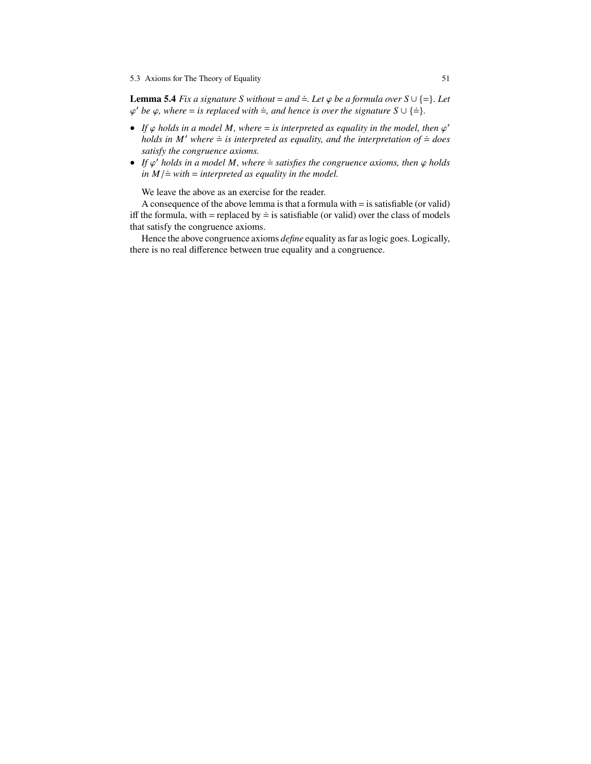**Lemma 5.4** *Fix a signature $S$ without $=$ and $\doteq$. Let $\varphi$ be a formula over $S \cup \{=\}$. Let $\varphi'$ be $\varphi$, where $=$ is replaced with $\doteq$, and hence is over the signature $S \cup \{\doteq\}$.*

- *If $\varphi$ holds in a model $M$, where $=$ is interpreted as equality in the model, then $\varphi'$ holds in $M'$ where $\doteq$ is interpreted as equality, and the interpretation of $\doteq$ does satisfy the congruence axioms.*
- *If $\varphi'$ holds in a model $M$, where $\doteq$ satisfies the congruence axioms, then $\varphi$ holds in $M/\doteq$ with $=$ interpreted as equality in the model.*

We leave the above as an exercise for the reader.

A consequence of the above lemma is that a formula with $=$ is satisfiable (or valid) iff the formula, with $=$ replaced by $\doteq$ is satisfiable (or valid) over the class of models that satisfy the congruence axioms.

Hence the above congruence axioms *define* equality as far as logic goes. Logically, there is no real difference between true equality and a congruence.